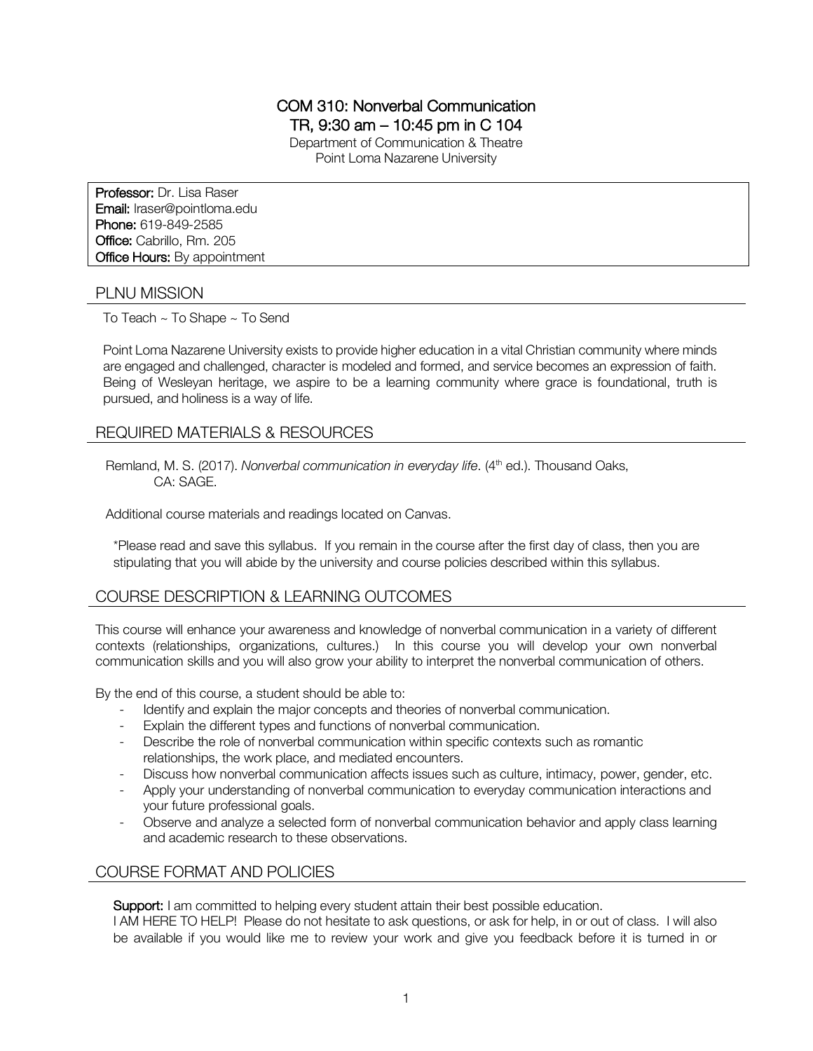# COM 310: Nonverbal Communication

## TR, 9:30 am – 10:45 pm in C 104

Department of Communication & Theatre
Point Loma Nazarene University

**Professor:** Dr. Lisa Raser
**Email:** lraser@pointloma.edu
**Phone:** 619-849-2585
**Office:** Cabrillo, Rm. 205
**Office Hours:** By appointment

## PLNU MISSION

To Teach ~ To Shape ~ To Send

Point Loma Nazarene University exists to provide higher education in a vital Christian community where minds are engaged and challenged, character is modeled and formed, and service becomes an expression of faith. Being of Wesleyan heritage, we aspire to be a learning community where grace is foundational, truth is pursued, and holiness is a way of life.

## REQUIRED MATERIALS & RESOURCES

Remland, M. S. (2017). *Nonverbal communication in everyday life*. (4th ed.). Thousand Oaks, CA: SAGE.

Additional course materials and readings located on Canvas.

*Please read and save this syllabus. If you remain in the course after the first day of class, then you are stipulating that you will abide by the university and course policies described within this syllabus.

## COURSE DESCRIPTION & LEARNING OUTCOMES

This course will enhance your awareness and knowledge of nonverbal communication in a variety of different contexts (relationships, organizations, cultures.) In this course you will develop your own nonverbal communication skills and you will also grow your ability to interpret the nonverbal communication of others.

By the end of this course, a student should be able to:

- Identify and explain the major concepts and theories of nonverbal communication.
- Explain the different types and functions of nonverbal communication.
- Describe the role of nonverbal communication within specific contexts such as romantic relationships, the work place, and mediated encounters.
- Discuss how nonverbal communication affects issues such as culture, intimacy, power, gender, etc.
- Apply your understanding of nonverbal communication to everyday communication interactions and your future professional goals.
- Observe and analyze a selected form of nonverbal communication behavior and apply class learning and academic research to these observations.

## COURSE FORMAT AND POLICIES

**Support:** I am committed to helping every student attain their best possible education.
I AM HERE TO HELP! Please do not hesitate to ask questions, or ask for help, in or out of class. I will also be available if you would like me to review your work and give you feedback before it is turned in or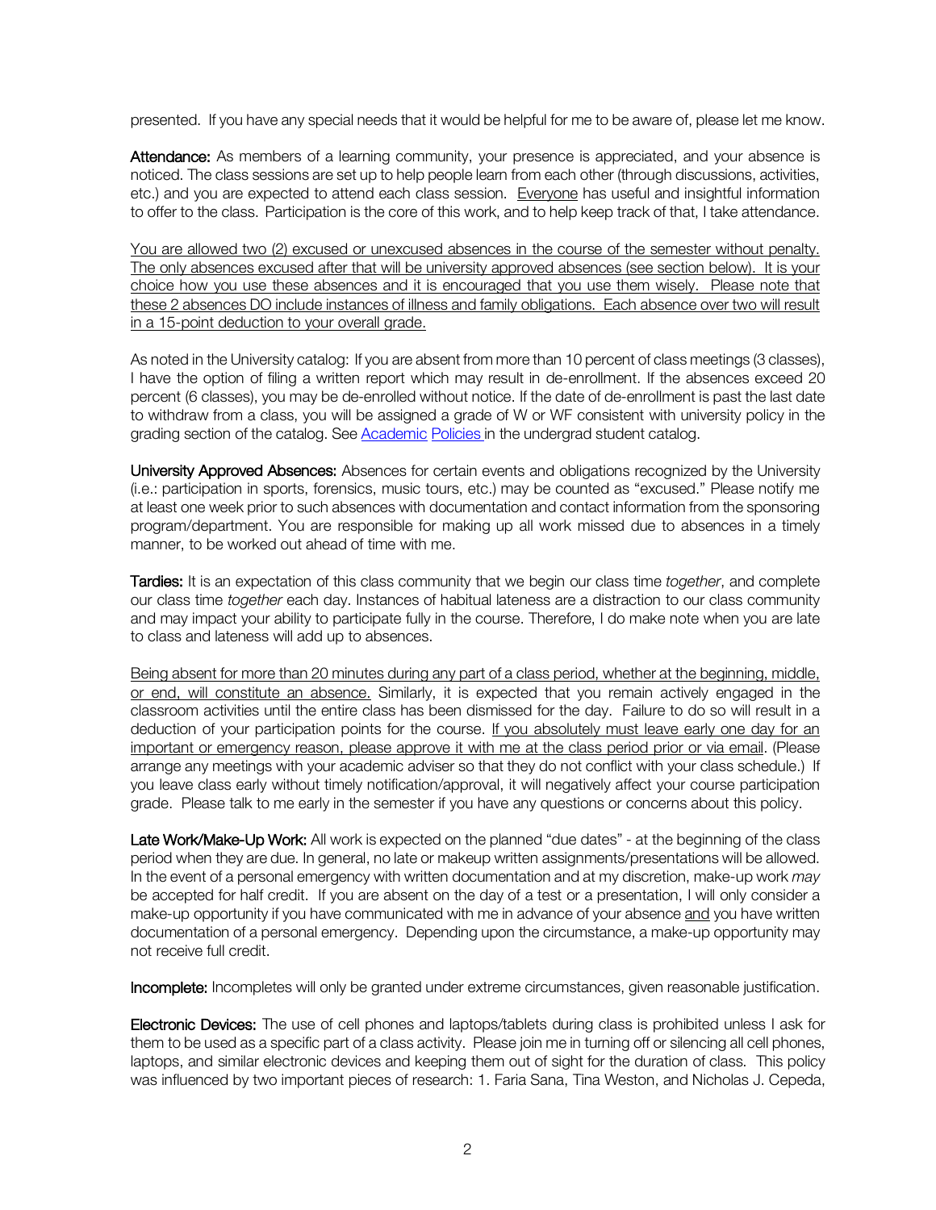presented. If you have any special needs that it would be helpful for me to be aware of, please let me know.

**Attendance:** As members of a learning community, your presence is appreciated, and your absence is noticed. The class sessions are set up to help people learn from each other (through discussions, activities, etc.) and you are expected to attend each class session. Everyone has useful and insightful information to offer to the class. Participation is the core of this work, and to help keep track of that, I take attendance.

You are allowed two (2) excused or unexcused absences in the course of the semester without penalty. The only absences excused after that will be university approved absences (see section below). It is your choice how you use these absences and it is encouraged that you use them wisely. Please note that these 2 absences DO include instances of illness and family obligations. Each absence over two will result in a 15-point deduction to your overall grade.

As noted in the University catalog: If you are absent from more than 10 percent of class meetings (3 classes), I have the option of filing a written report which may result in de-enrollment. If the absences exceed 20 percent (6 classes), you may be de-enrolled without notice. If the date of de-enrollment is past the last date to withdraw from a class, you will be assigned a grade of W or WF consistent with university policy in the grading section of the catalog. See Academic Policies in the undergrad student catalog.

**University Approved Absences:** Absences for certain events and obligations recognized by the University (i.e.: participation in sports, forensics, music tours, etc.) may be counted as "excused." Please notify me at least one week prior to such absences with documentation and contact information from the sponsoring program/department. You are responsible for making up all work missed due to absences in a timely manner, to be worked out ahead of time with me.

**Tardies:** It is an expectation of this class community that we begin our class time *together*, and complete our class time *together* each day. Instances of habitual lateness are a distraction to our class community and may impact your ability to participate fully in the course. Therefore, I do make note when you are late to class and lateness will add up to absences.

Being absent for more than 20 minutes during any part of a class period, whether at the beginning, middle, or end, will constitute an absence. Similarly, it is expected that you remain actively engaged in the classroom activities until the entire class has been dismissed for the day. Failure to do so will result in a deduction of your participation points for the course. If you absolutely must leave early one day for an important or emergency reason, please approve it with me at the class period prior or via email. (Please arrange any meetings with your academic adviser so that they do not conflict with your class schedule.) If you leave class early without timely notification/approval, it will negatively affect your course participation grade. Please talk to me early in the semester if you have any questions or concerns about this policy.

**Late Work/Make-Up Work:** All work is expected on the planned "due dates" - at the beginning of the class period when they are due. In general, no late or makeup written assignments/presentations will be allowed. In the event of a personal emergency with written documentation and at my discretion, make-up work *may* be accepted for half credit. If you are absent on the day of a test or a presentation, I will only consider a make-up opportunity if you have communicated with me in advance of your absence and you have written documentation of a personal emergency. Depending upon the circumstance, a make-up opportunity may not receive full credit.

**Incomplete:** Incompletes will only be granted under extreme circumstances, given reasonable justification.

**Electronic Devices:** The use of cell phones and laptops/tablets during class is prohibited unless I ask for them to be used as a specific part of a class activity. Please join me in turning off or silencing all cell phones, laptops, and similar electronic devices and keeping them out of sight for the duration of class. This policy was influenced by two important pieces of research: 1. Faria Sana, Tina Weston, and Nicholas J. Cepeda,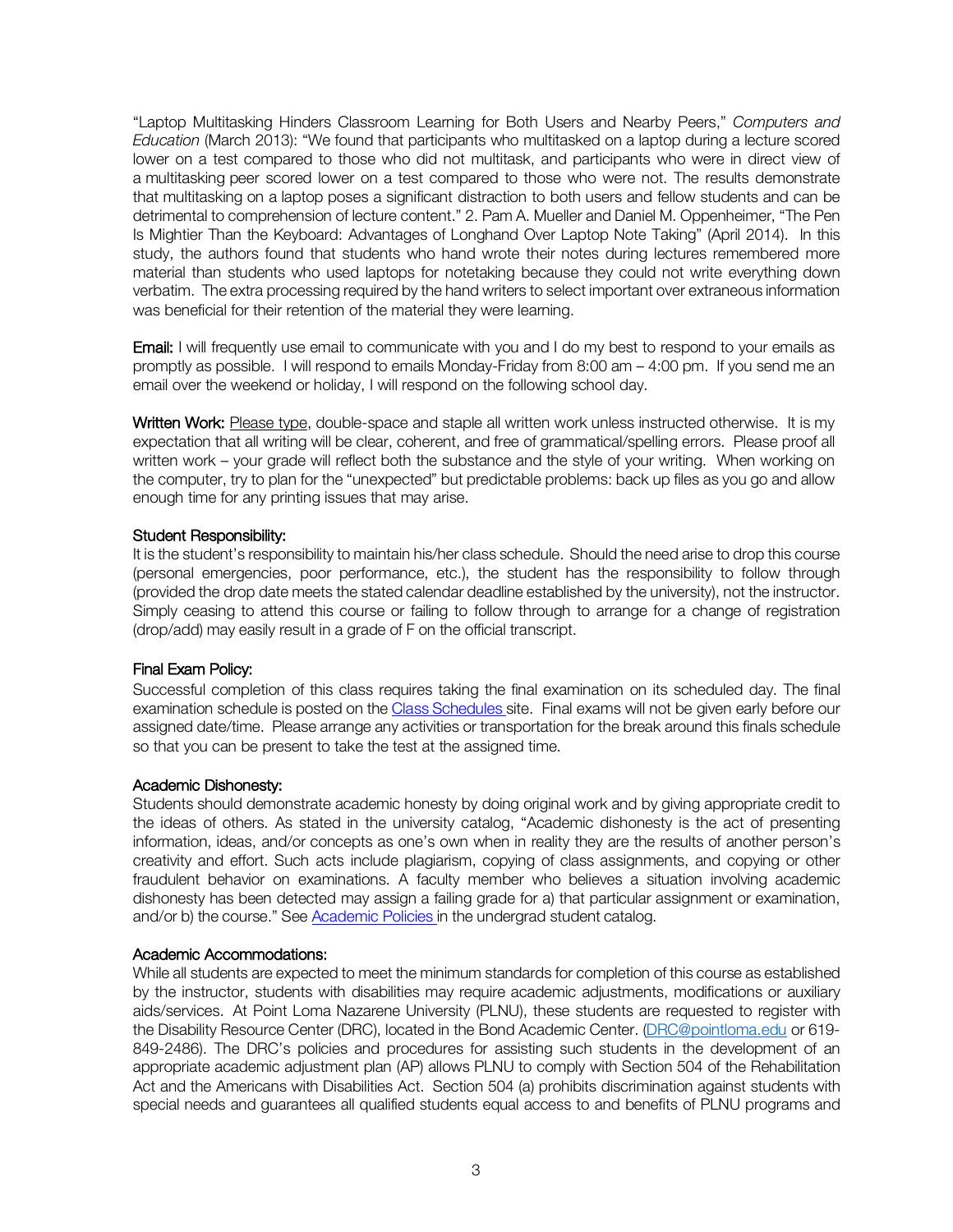"Laptop Multitasking Hinders Classroom Learning for Both Users and Nearby Peers," *Computers and Education* (March 2013): "We found that participants who multitasked on a laptop during a lecture scored lower on a test compared to those who did not multitask, and participants who were in direct view of a multitasking peer scored lower on a test compared to those who were not. The results demonstrate that multitasking on a laptop poses a significant distraction to both users and fellow students and can be detrimental to comprehension of lecture content." 2. Pam A. Mueller and Daniel M. Oppenheimer, "The Pen Is Mightier Than the Keyboard: Advantages of Longhand Over Laptop Note Taking" (April 2014). In this study, the authors found that students who hand wrote their notes during lectures remembered more material than students who used laptops for notetaking because they could not write everything down verbatim. The extra processing required by the hand writers to select important over extraneous information was beneficial for their retention of the material they were learning.

**Email:** I will frequently use email to communicate with you and I do my best to respond to your emails as promptly as possible. I will respond to emails Monday-Friday from 8:00 am – 4:00 pm. If you send me an email over the weekend or holiday, I will respond on the following school day.

**Written Work:** Please type, double-space and staple all written work unless instructed otherwise. It is my expectation that all writing will be clear, coherent, and free of grammatical/spelling errors. Please proof all written work – your grade will reflect both the substance and the style of your writing. When working on the computer, try to plan for the "unexpected" but predictable problems: back up files as you go and allow enough time for any printing issues that may arise.

**Student Responsibility:**

It is the student's responsibility to maintain his/her class schedule. Should the need arise to drop this course (personal emergencies, poor performance, etc.), the student has the responsibility to follow through (provided the drop date meets the stated calendar deadline established by the university), not the instructor. Simply ceasing to attend this course or failing to follow through to arrange for a change of registration (drop/add) may easily result in a grade of F on the official transcript.

**Final Exam Policy:**

Successful completion of this class requires taking the final examination on its scheduled day. The final examination schedule is posted on the Class Schedules site. Final exams will not be given early before our assigned date/time. Please arrange any activities or transportation for the break around this finals schedule so that you can be present to take the test at the assigned time.

**Academic Dishonesty:**

Students should demonstrate academic honesty by doing original work and by giving appropriate credit to the ideas of others. As stated in the university catalog, "Academic dishonesty is the act of presenting information, ideas, and/or concepts as one's own when in reality they are the results of another person's creativity and effort. Such acts include plagiarism, copying of class assignments, and copying or other fraudulent behavior on examinations. A faculty member who believes a situation involving academic dishonesty has been detected may assign a failing grade for a) that particular assignment or examination, and/or b) the course." See Academic Policies in the undergrad student catalog.

**Academic Accommodations:**

While all students are expected to meet the minimum standards for completion of this course as established by the instructor, students with disabilities may require academic adjustments, modifications or auxiliary aids/services. At Point Loma Nazarene University (PLNU), these students are requested to register with the Disability Resource Center (DRC), located in the Bond Academic Center. (DRC@pointloma.edu or 619-849-2486). The DRC's policies and procedures for assisting such students in the development of an appropriate academic adjustment plan (AP) allows PLNU to comply with Section 504 of the Rehabilitation Act and the Americans with Disabilities Act. Section 504 (a) prohibits discrimination against students with special needs and guarantees all qualified students equal access to and benefits of PLNU programs and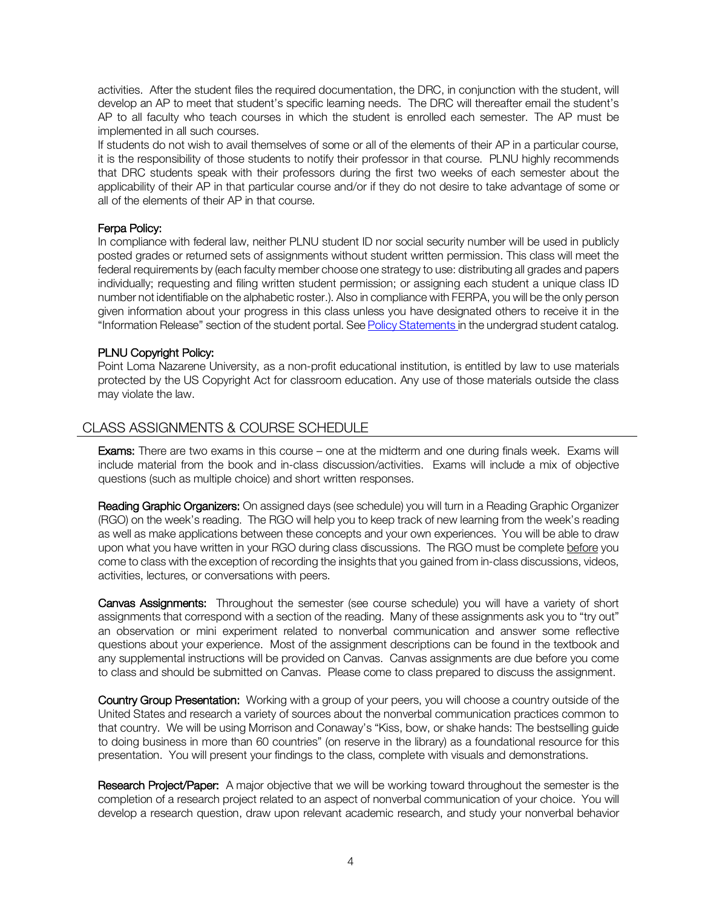activities. After the student files the required documentation, the DRC, in conjunction with the student, will develop an AP to meet that student's specific learning needs. The DRC will thereafter email the student's AP to all faculty who teach courses in which the student is enrolled each semester. The AP must be implemented in all such courses.

If students do not wish to avail themselves of some or all of the elements of their AP in a particular course, it is the responsibility of those students to notify their professor in that course. PLNU highly recommends that DRC students speak with their professors during the first two weeks of each semester about the applicability of their AP in that particular course and/or if they do not desire to take advantage of some or all of the elements of their AP in that course.

**Ferpa Policy:**

In compliance with federal law, neither PLNU student ID nor social security number will be used in publicly posted grades or returned sets of assignments without student written permission. This class will meet the federal requirements by (each faculty member choose one strategy to use: distributing all grades and papers individually; requesting and filing written student permission; or assigning each student a unique class ID number not identifiable on the alphabetic roster.). Also in compliance with FERPA, you will be the only person given information about your progress in this class unless you have designated others to receive it in the "Information Release" section of the student portal. See Policy Statements in the undergrad student catalog.

**PLNU Copyright Policy:**

Point Loma Nazarene University, as a non-profit educational institution, is entitled by law to use materials protected by the US Copyright Act for classroom education. Any use of those materials outside the class may violate the law.

## CLASS ASSIGNMENTS & COURSE SCHEDULE

**Exams:** There are two exams in this course – one at the midterm and one during finals week. Exams will include material from the book and in-class discussion/activities. Exams will include a mix of objective questions (such as multiple choice) and short written responses.

**Reading Graphic Organizers:** On assigned days (see schedule) you will turn in a Reading Graphic Organizer (RGO) on the week's reading. The RGO will help you to keep track of new learning from the week's reading as well as make applications between these concepts and your own experiences. You will be able to draw upon what you have written in your RGO during class discussions. The RGO must be complete before you come to class with the exception of recording the insights that you gained from in-class discussions, videos, activities, lectures, or conversations with peers.

**Canvas Assignments:** Throughout the semester (see course schedule) you will have a variety of short assignments that correspond with a section of the reading. Many of these assignments ask you to "try out" an observation or mini experiment related to nonverbal communication and answer some reflective questions about your experience. Most of the assignment descriptions can be found in the textbook and any supplemental instructions will be provided on Canvas. Canvas assignments are due before you come to class and should be submitted on Canvas. Please come to class prepared to discuss the assignment.

**Country Group Presentation:** Working with a group of your peers, you will choose a country outside of the United States and research a variety of sources about the nonverbal communication practices common to that country. We will be using Morrison and Conaway's "Kiss, bow, or shake hands: The bestselling guide to doing business in more than 60 countries" (on reserve in the library) as a foundational resource for this presentation. You will present your findings to the class, complete with visuals and demonstrations.

**Research Project/Paper:** A major objective that we will be working toward throughout the semester is the completion of a research project related to an aspect of nonverbal communication of your choice. You will develop a research question, draw upon relevant academic research, and study your nonverbal behavior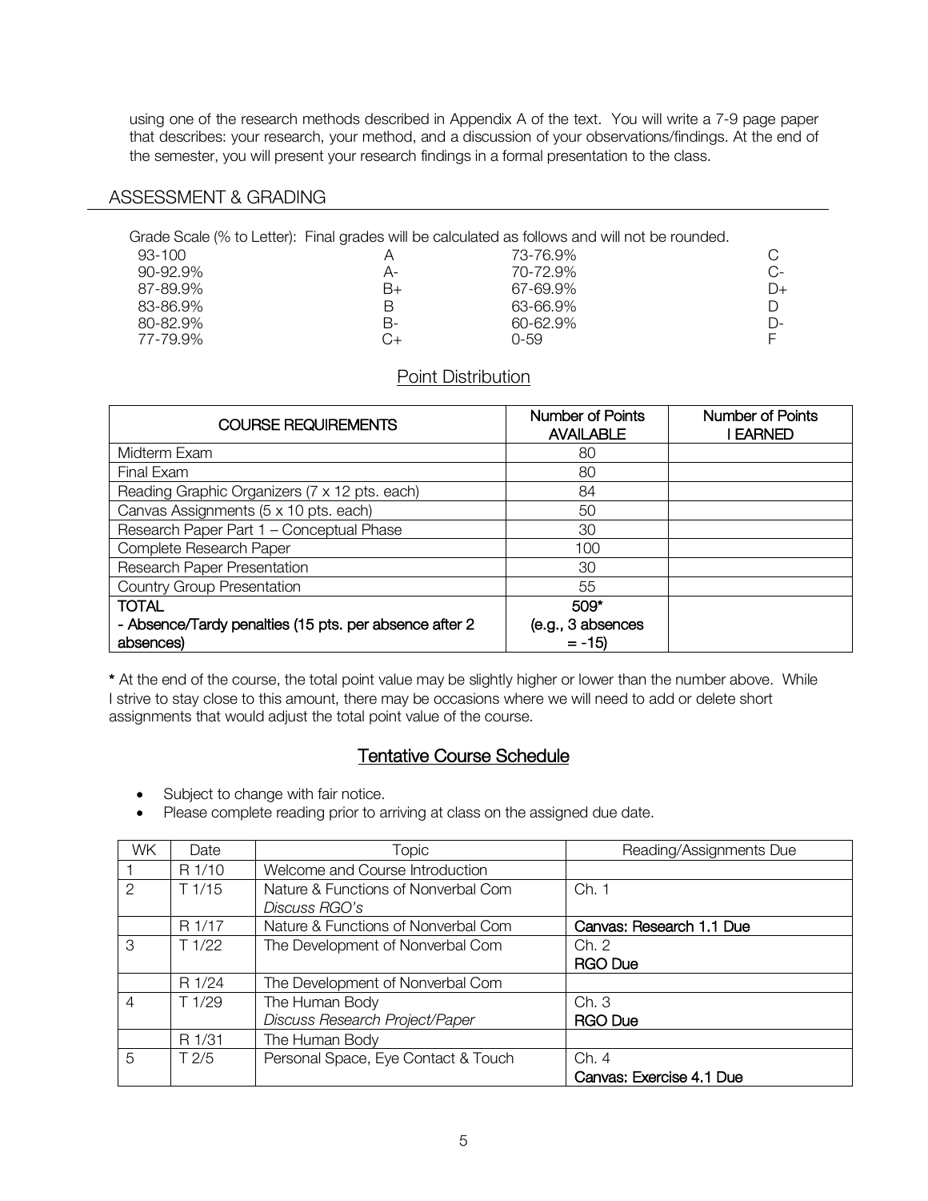using one of the research methods described in Appendix A of the text. You will write a 7-9 page paper that describes: your research, your method, and a discussion of your observations/findings. At the end of the semester, you will present your research findings in a formal presentation to the class.

## ASSESSMENT & GRADING

Grade Scale (% to Letter): Final grades will be calculated as follows and will not be rounded.

| | | | |
|---|---|---|---|
| 93-100 | A | 73-76.9% | C |
| 90-92.9% | A- | 70-72.9% | C- |
| 87-89.9% | B+ | 67-69.9% | D+ |
| 83-86.9% | B | 63-66.9% | D |
| 80-82.9% | B- | 60-62.9% | D- |
| 77-79.9% | C+ | 0-59 | F |

### Point Distribution

| COURSE REQUIREMENTS | Number of Points AVAILABLE | Number of Points I EARNED |
|---|---|---|
| Midterm Exam | 80 | |
| Final Exam | 80 | |
| Reading Graphic Organizers (7 x 12 pts. each) | 84 | |
| Canvas Assignments (5 x 10 pts. each) | 50 | |
| Research Paper Part 1 – Conceptual Phase | 30 | |
| Complete Research Paper | 100 | |
| Research Paper Presentation | 30 | |
| Country Group Presentation | 55 | |
| **TOTAL** <br> **- Absence/Tardy penalties (15 pts. per absence after 2 absences)** | **509*** <br> **(e.g., 3 absences = -15)** | |

**\*** At the end of the course, the total point value may be slightly higher or lower than the number above. While I strive to stay close to this amount, there may be occasions where we will need to add or delete short assignments that would adjust the total point value of the course.

### Tentative Course Schedule

- Subject to change with fair notice.
- Please complete reading prior to arriving at class on the assigned due date.

| WK | Date | Topic | Reading/Assignments Due |
|---|---|---|---|
| 1 | R 1/10 | Welcome and Course Introduction | |
| 2 | T 1/15 | Nature & Functions of Nonverbal Com <br> *Discuss RGO's* | Ch. 1 |
| | R 1/17 | Nature & Functions of Nonverbal Com | **Canvas: Research 1.1 Due** |
| 3 | T 1/22 | The Development of Nonverbal Com | Ch. 2 <br> **RGO Due** |
| | R 1/24 | The Development of Nonverbal Com | |
| 4 | T 1/29 | The Human Body <br> *Discuss Research Project/Paper* | Ch. 3 <br> **RGO Due** |
| | R 1/31 | The Human Body | |
| 5 | T 2/5 | Personal Space, Eye Contact & Touch | Ch. 4 <br> **Canvas: Exercise 4.1 Due** |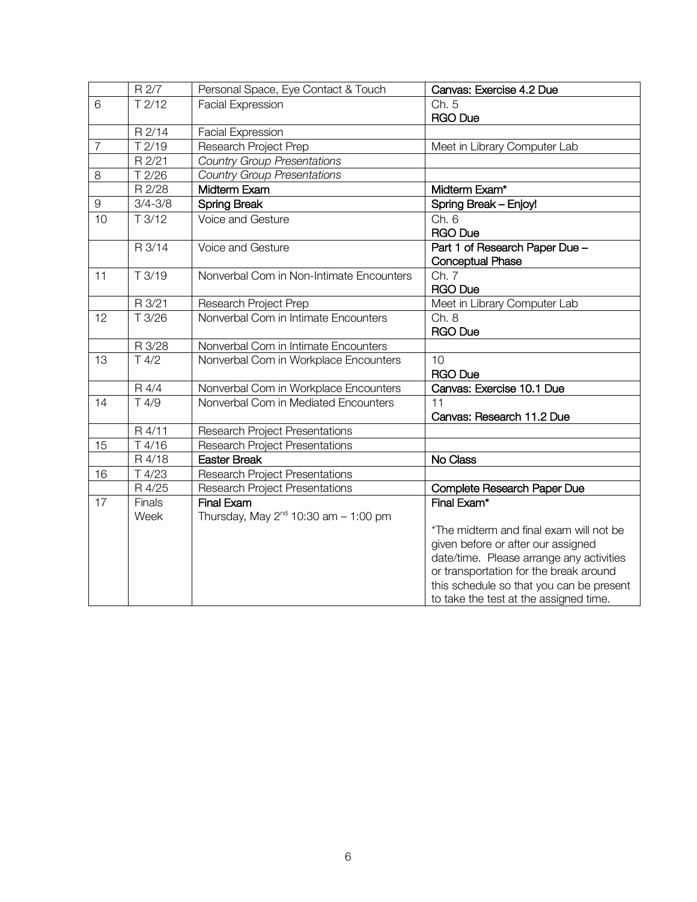| | | | |
|---|---|---|---|
| | R 2/7 | Personal Space, Eye Contact & Touch | **Canvas: Exercise 4.2 Due** |
| 6 | T 2/12 | Facial Expression | Ch. 5<br>**RGO Due** |
| | R 2/14 | Facial Expression | |
| 7 | T 2/19 | Research Project Prep | Meet in Library Computer Lab |
| | R 2/21 | *Country Group Presentations* | |
| 8 | T 2/26 | *Country Group Presentations* | |
| | R 2/28 | **Midterm Exam** | **Midterm Exam*** |
| 9 | 3/4-3/8 | **Spring Break** | **Spring Break – Enjoy!** |
| 10 | T 3/12 | Voice and Gesture | Ch. 6<br>**RGO Due** |
| | R 3/14 | Voice and Gesture | **Part 1 of Research Paper Due – Conceptual Phase** |
| 11 | T 3/19 | Nonverbal Com in Non-Intimate Encounters | Ch. 7<br>**RGO Due** |
| | R 3/21 | Research Project Prep | Meet in Library Computer Lab |
| 12 | T 3/26 | Nonverbal Com in Intimate Encounters | Ch. 8<br>**RGO Due** |
| | R 3/28 | Nonverbal Com in Intimate Encounters | |
| 13 | T 4/2 | Nonverbal Com in Workplace Encounters | 10<br>**RGO Due** |
| | R 4/4 | Nonverbal Com in Workplace Encounters | **Canvas: Exercise 10.1 Due** |
| 14 | T 4/9 | Nonverbal Com in Mediated Encounters | 11<br>**Canvas: Research 11.2 Due** |
| | R 4/11 | Research Project Presentations | |
| 15 | T 4/16 | Research Project Presentations | |
| | R 4/18 | **Easter Break** | **No Class** |
| 16 | T 4/23 | Research Project Presentations | |
| | R 4/25 | Research Project Presentations | **Complete Research Paper Due** |
| 17 | Finals Week | **Final Exam**<br>Thursday, May 2nd 10:30 am – 1:00 pm | **Final Exam***<br><br>*The midterm and final exam will not be given before or after our assigned date/time. Please arrange any activities or transportation for the break around this schedule so that you can be present to take the test at the assigned time. |